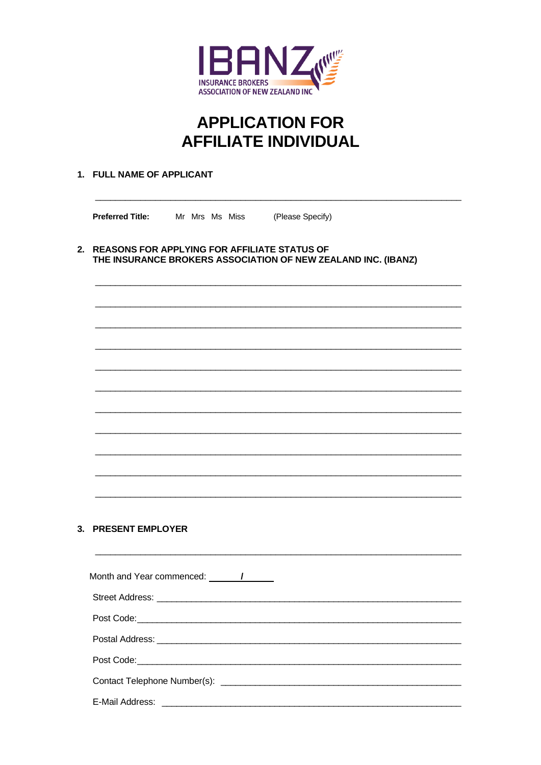IBANZ
INSURANCE BROKERS
ASSOCIATION OF NEW ZEALAND INC

# APPLICATION FOR AFFILIATE INDIVIDUAL

**1. FULL NAME OF APPLICANT**

______________________________________________________________________

**Preferred Title:** Mr Mrs Ms Miss (Please Specify)

**2. REASONS FOR APPLYING FOR AFFILIATE STATUS OF THE INSURANCE BROKERS ASSOCIATION OF NEW ZEALAND INC. (IBANZ)**

______________________________________________________________________

______________________________________________________________________

______________________________________________________________________

______________________________________________________________________

______________________________________________________________________

______________________________________________________________________

______________________________________________________________________

______________________________________________________________________

______________________________________________________________________

______________________________________________________________________

______________________________________________________________________

**3. PRESENT EMPLOYER**

______________________________________________________________________

Month and Year commenced: ______ / ______

Street Address: ______________________________________________________

Post Code: __________________________________________________________

Postal Address: ______________________________________________________

Post Code: __________________________________________________________

Contact Telephone Number(s): __________________________________________

E-Mail Address: ______________________________________________________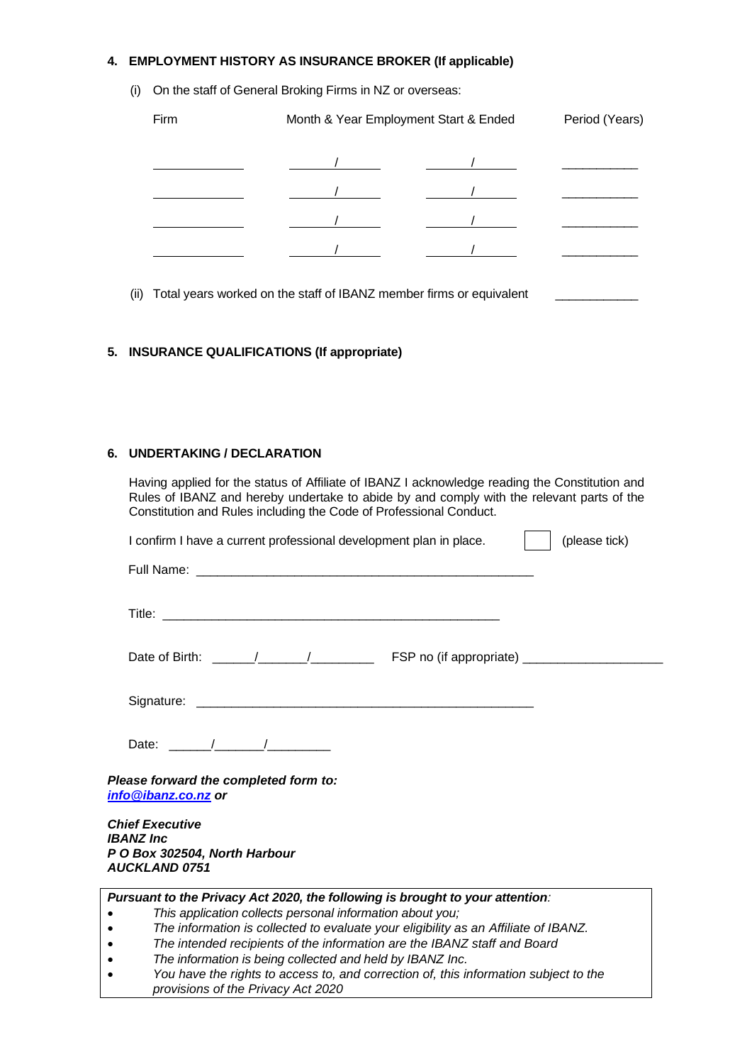## 4. EMPLOYMENT HISTORY AS INSURANCE BROKER (If applicable)

(i) On the staff of General Broking Firms in NZ or overseas:

| Firm | Month & Year Employment Start & Ended | | Period (Years) |
|---|---|---|---|
| ____________ | ______/______ | ______/______ | __________ |
| ____________ | ______/______ | ______/______ | __________ |
| ____________ | ______/______ | ______/______ | __________ |
| ____________ | ______/______ | ______/______ | __________ |

(ii) Total years worked on the staff of IBANZ member firms or equivalent ___________

## 5. INSURANCE QUALIFICATIONS (If appropriate)

## 6. UNDERTAKING / DECLARATION

Having applied for the status of Affiliate of IBANZ I acknowledge reading the Constitution and Rules of IBANZ and hereby undertake to abide by and comply with the relevant parts of the Constitution and Rules including the Code of Professional Conduct.

I confirm I have a current professional development plan in place. ☐ (please tick)

Full Name: ______________________________________________

Title: ______________________________________________

Date of Birth: ______/_______/_________ FSP no (if appropriate) ___________________

Signature: ______________________________________________

Date: ______/_______/_________

***Please forward the completed form to:***
***info@ibanz.co.nz or***

***Chief Executive***
***IBANZ Inc***
***P O Box 302504, North Harbour***
***AUCKLAND 0751***

***Pursuant to the Privacy Act 2020, the following is brought to your attention:***

- *This application collects personal information about you;*
- *The information is collected to evaluate your eligibility as an Affiliate of IBANZ.*
- *The intended recipients of the information are the IBANZ staff and Board*
- *The information is being collected and held by IBANZ Inc.*
- *You have the rights to access to, and correction of, this information subject to the provisions of the Privacy Act 2020*